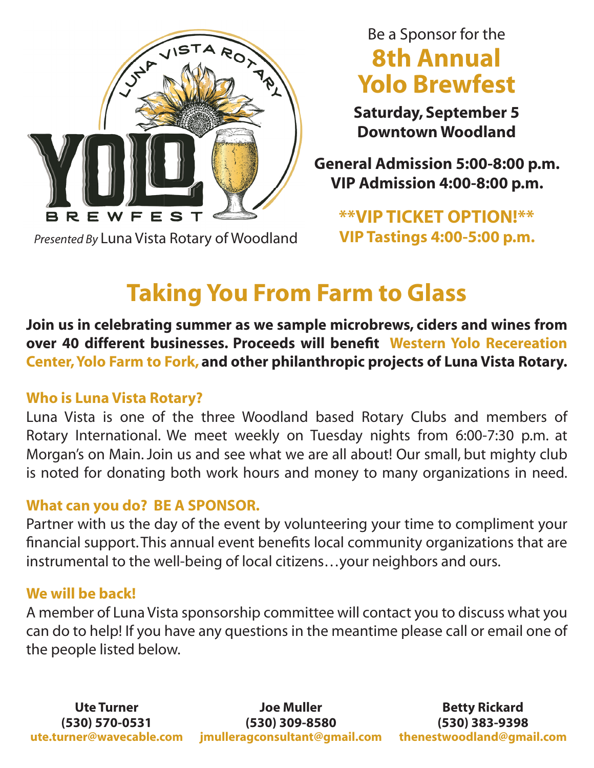LUNA VISTA ROTARY

YOLO BREWFEST

*Presented By* Luna Vista Rotary of Woodland

Be a Sponsor for the

# 8th Annual Yolo Brewfest

**Saturday, September 5**
**Downtown Woodland**

**General Admission 5:00-8:00 p.m.**
**VIP Admission 4:00-8:00 p.m.**

**\*\*VIP TICKET OPTION!\*\***
**VIP Tastings 4:00-5:00 p.m.**

## Taking You From Farm to Glass

**Join us in celebrating summer as we sample microbrews, ciders and wines from over 40 different businesses. Proceeds will benefit Western Yolo Recereation Center, Yolo Farm to Fork, and other philanthropic projects of Luna Vista Rotary.**

### Who is Luna Vista Rotary?

Luna Vista is one of the three Woodland based Rotary Clubs and members of Rotary International. We meet weekly on Tuesday nights from 6:00-7:30 p.m. at Morgan's on Main. Join us and see what we are all about! Our small, but mighty club is noted for donating both work hours and money to many organizations in need.

### What can you do? BE A SPONSOR.

Partner with us the day of the event by volunteering your time to compliment your financial support. This annual event benefits local community organizations that are instrumental to the well-being of local citizens…your neighbors and ours.

### We will be back!

A member of Luna Vista sponsorship committee will contact you to discuss what you can do to help! If you have any questions in the meantime please call or email one of the people listed below.

**Ute Turner**
**(530) 570-0531**
**ute.turner@wavecable.com**

**Joe Muller**
**(530) 309-8580**
**jmulleragconsultant@gmail.com**

**Betty Rickard**
**(530) 383-9398**
**thenestwoodland@gmail.com**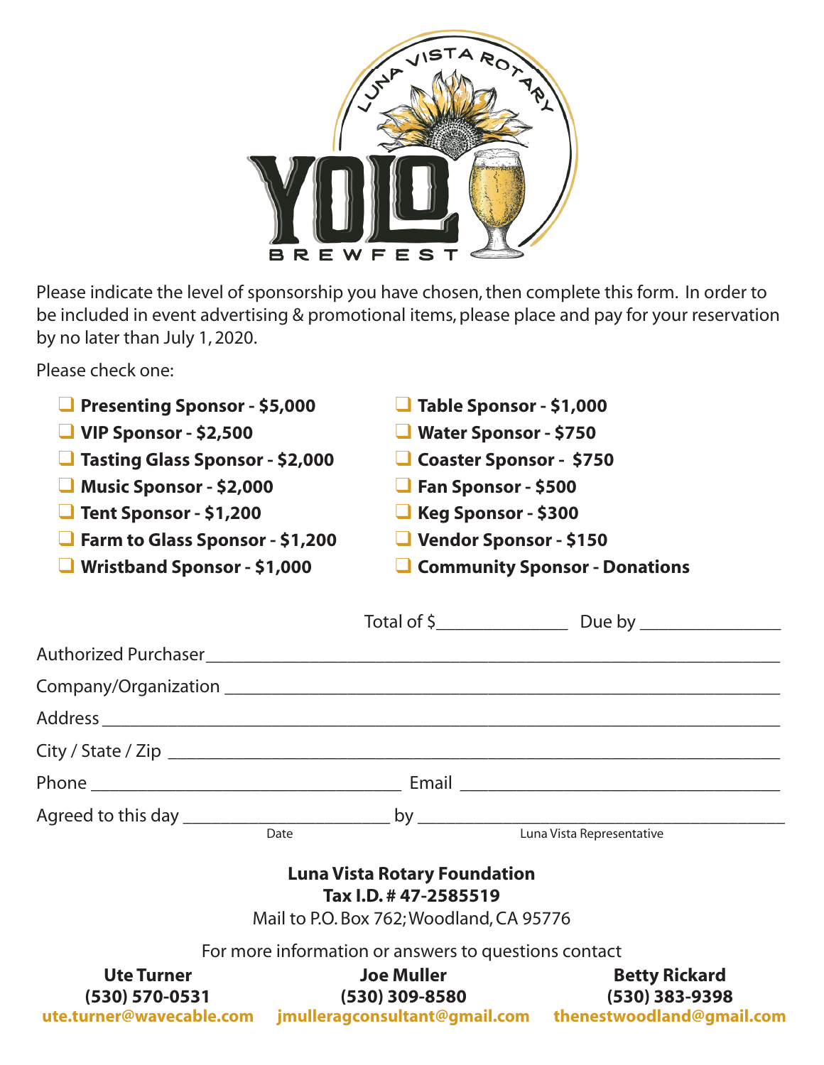# LUNA VISTA ROTARY YOLO BREWFEST

Please indicate the level of sponsorship you have chosen, then complete this form. In order to be included in event advertising & promotional items, please place and pay for your reservation by no later than July 1, 2020.

Please check one:

- ❑ **Presenting Sponsor - $5,000**
- ❑ **VIP Sponsor - $2,500**
- ❑ **Tasting Glass Sponsor - $2,000**
- ❑ **Music Sponsor - $2,000**
- ❑ **Tent Sponsor - $1,200**
- ❑ **Farm to Glass Sponsor - $1,200**
- ❑ **Wristband Sponsor - $1,000**
- ❑ **Table Sponsor - $1,000**
- ❑ **Water Sponsor - $750**
- ❑ **Coaster Sponsor - $750**
- ❑ **Fan Sponsor - $500**
- ❑ **Keg Sponsor - $300**
- ❑ **Vendor Sponsor - $150**
- ❑ **Community Sponsor - Donations**

Total of $______________ Due by _______________

Authorized Purchaser ______________________________________________________________

Company/Organization ______________________________________________________________

Address ______________________________________________________________

City / State / Zip ______________________________________________________________

Phone ________________________________ Email ________________________________

Agreed to this day ______________________ by ____________________________________
Date / Luna Vista Representative

**Luna Vista Rotary Foundation**
**Tax I.D. # 47-2585519**
Mail to P.O. Box 762; Woodland, CA 95776

For more information or answers to questions contact

**Ute Turner**
**(530) 570-0531**
**ute.turner@wavecable.com**

**Joe Muller**
**(530) 309-8580**
**jmulleragconsultant@gmail.com**

**Betty Rickard**
**(530) 383-9398**
**thenestwoodland@gmail.com**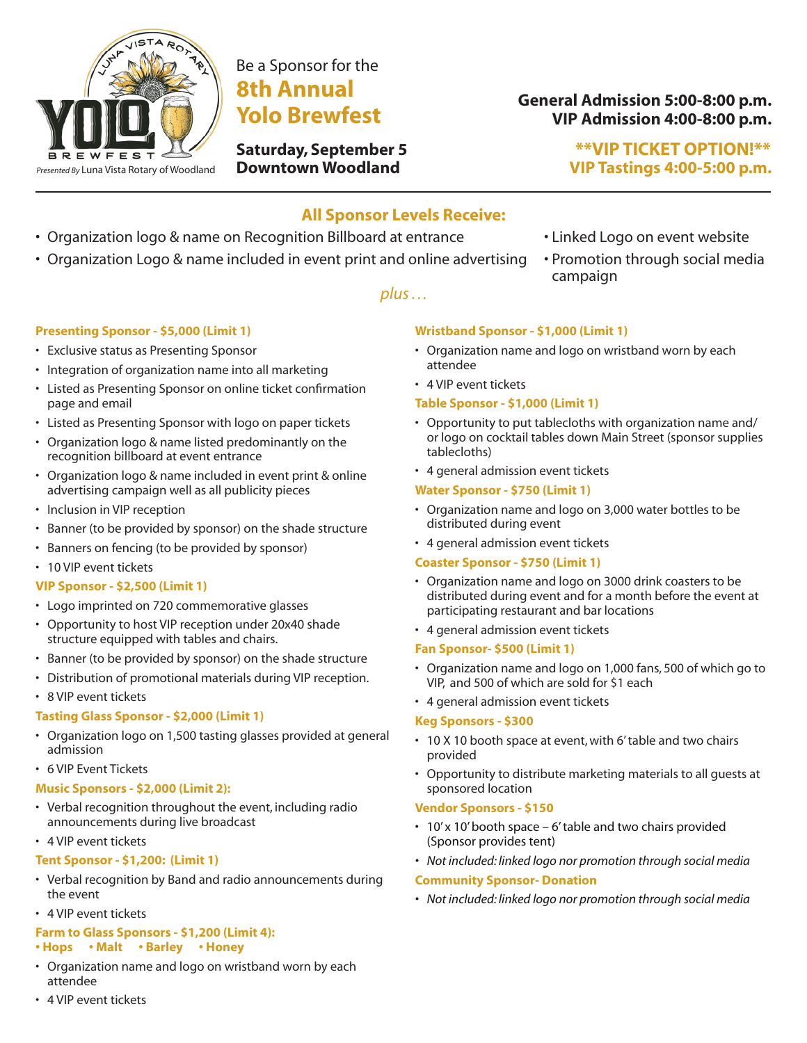LUNA VISTA ROTARY
YOLO BREWFEST
*Presented By* Luna Vista Rotary of Woodland

Be a Sponsor for the

# 8th Annual Yolo Brewfest

**Saturday, September 5**
**Downtown Woodland**

**General Admission 5:00-8:00 p.m.**
**VIP Admission 4:00-8:00 p.m.**

**\*\*VIP TICKET OPTION!\*\***
**VIP Tastings 4:00-5:00 p.m.**

## All Sponsor Levels Receive:

- Organization logo & name on Recognition Billboard at entrance
- Organization Logo & name included in event print and online advertising
- Linked Logo on event website
- Promotion through social media campaign

*plus…*

### Presenting Sponsor - $5,000 (Limit 1)

- Exclusive status as Presenting Sponsor
- Integration of organization name into all marketing
- Listed as Presenting Sponsor on online ticket confirmation page and email
- Listed as Presenting Sponsor with logo on paper tickets
- Organization logo & name listed predominantly on the recognition billboard at event entrance
- Organization logo & name included in event print & online advertising campaign well as all publicity pieces
- Inclusion in VIP reception
- Banner (to be provided by sponsor) on the shade structure
- Banners on fencing (to be provided by sponsor)
- 10 VIP event tickets

### VIP Sponsor - $2,500 (Limit 1)

- Logo imprinted on 720 commemorative glasses
- Opportunity to host VIP reception under 20x40 shade structure equipped with tables and chairs.
- Banner (to be provided by sponsor) on the shade structure
- Distribution of promotional materials during VIP reception.
- 8 VIP event tickets

### Tasting Glass Sponsor - $2,000 (Limit 1)

- Organization logo on 1,500 tasting glasses provided at general admission
- 6 VIP Event Tickets

### Music Sponsors - $2,000 (Limit 2):

- Verbal recognition throughout the event, including radio announcements during live broadcast
- 4 VIP event tickets

### Tent Sponsor - $1,200: (Limit 1)

- Verbal recognition by Band and radio announcements during the event
- 4 VIP event tickets

### Farm to Glass Sponsors - $1,200 (Limit 4):

**• Hops • Malt • Barley • Honey**

- Organization name and logo on wristband worn by each attendee
- 4 VIP event tickets

### Wristband Sponsor - $1,000 (Limit 1)

- Organization name and logo on wristband worn by each attendee
- 4 VIP event tickets

### Table Sponsor - $1,000 (Limit 1)

- Opportunity to put tablecloths with organization name and/or logo on cocktail tables down Main Street (sponsor supplies tablecloths)
- 4 general admission event tickets

### Water Sponsor - $750 (Limit 1)

- Organization name and logo on 3,000 water bottles to be distributed during event
- 4 general admission event tickets

### Coaster Sponsor - $750 (Limit 1)

- Organization name and logo on 3000 drink coasters to be distributed during event and for a month before the event at participating restaurant and bar locations
- 4 general admission event tickets

### Fan Sponsor- $500 (Limit 1)

- Organization name and logo on 1,000 fans, 500 of which go to VIP, and 500 of which are sold for $1 each
- 4 general admission event tickets

### Keg Sponsors - $300

- 10 X 10 booth space at event, with 6' table and two chairs provided
- Opportunity to distribute marketing materials to all guests at sponsored location

### Vendor Sponsors - $150

- 10' x 10' booth space – 6' table and two chairs provided (Sponsor provides tent)
- *Not included: linked logo nor promotion through social media*

### Community Sponsor- Donation

- *Not included: linked logo nor promotion through social media*